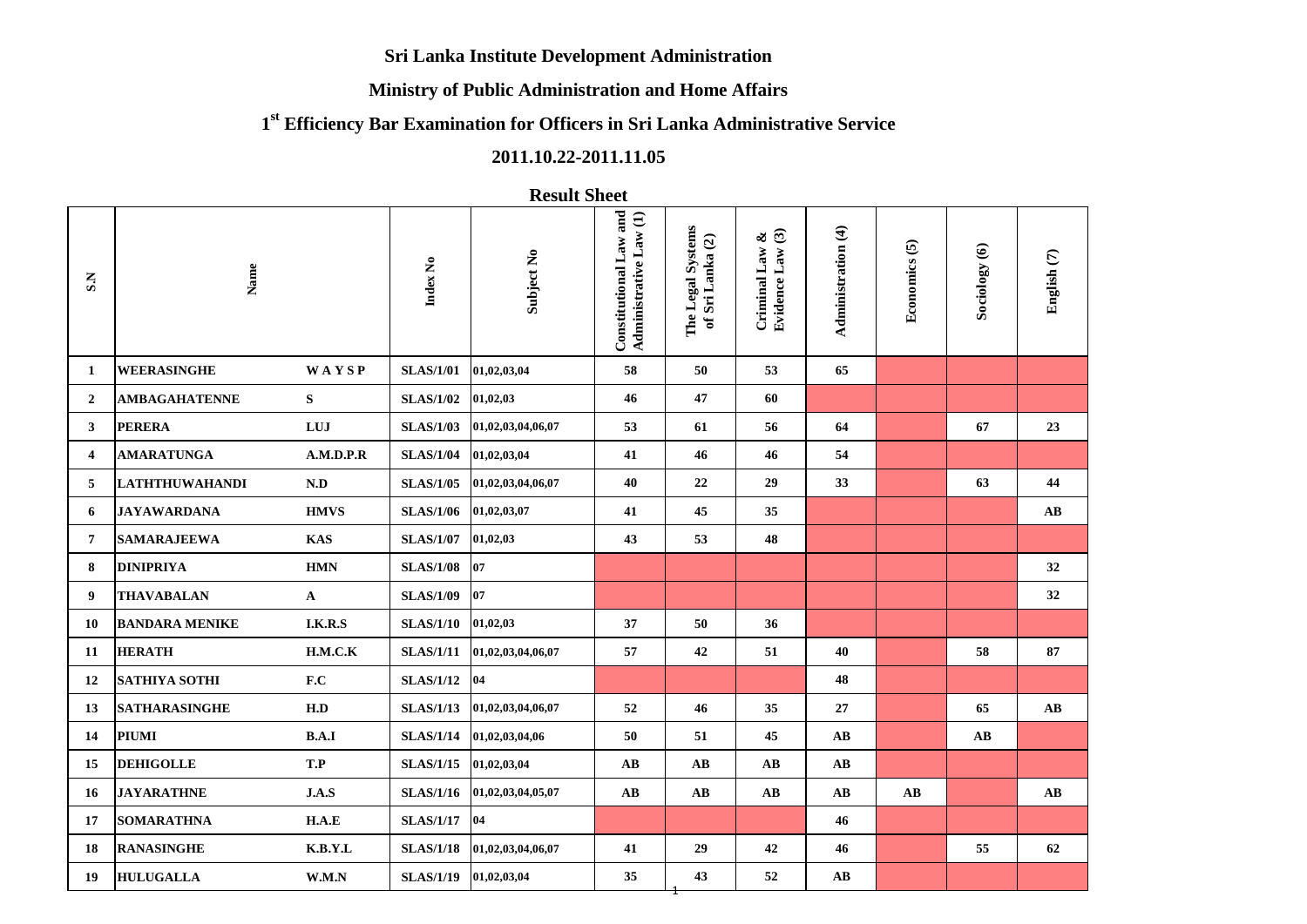**Sri Lanka Institute Development Administration**

**Ministry of Public Administration and Home Affairs**

**1st Efficiency Bar Examination for Officers in Sri Lanka Administrative Service**

**2011.10.22-2011.11.05**

**Result Sheet**

| S.N | Name | | Index No | Subject No | Constitutional Law and Administrative Law (1) | The Legal Systems of Sri Lanka (2) | Criminal Law & Evidence Law (3) | Administration (4) | Economics (5) | Sociology (6) | English (7) |
|---|---|---|---|---|---|---|---|---|---|---|---|
| 1 | WEERASINGHE | W A Y S P | SLAS/1/01 | 01,02,03,04 | 58 | 50 | 53 | 65 | | | |
| 2 | AMBAGAHATENNE | S | SLAS/1/02 | 01,02,03 | 46 | 47 | 60 | | | | |
| 3 | PERERA | LUJ | SLAS/1/03 | 01,02,03,04,06,07 | 53 | 61 | 56 | 64 | | 67 | 23 |
| 4 | AMARATUNGA | A.M.D.P.R | SLAS/1/04 | 01,02,03,04 | 41 | 46 | 46 | 54 | | | |
| 5 | LATHTHUWAHANDI | N.D | SLAS/1/05 | 01,02,03,04,06,07 | 40 | 22 | 29 | 33 | | 63 | 44 |
| 6 | JAYAWARDANA | HMVS | SLAS/1/06 | 01,02,03,07 | 41 | 45 | 35 | | | | AB |
| 7 | SAMARAJEEWA | KAS | SLAS/1/07 | 01,02,03 | 43 | 53 | 48 | | | | |
| 8 | DINIPRIYA | HMN | SLAS/1/08 | 07 | | | | | | | 32 |
| 9 | THAVABALAN | A | SLAS/1/09 | 07 | | | | | | | 32 |
| 10 | BANDARA MENIKE | I.K.R.S | SLAS/1/10 | 01,02,03 | 37 | 50 | 36 | | | | |
| 11 | HERATH | H.M.C.K | SLAS/1/11 | 01,02,03,04,06,07 | 57 | 42 | 51 | 40 | | 58 | 87 |
| 12 | SATHIYA SOTHI | F.C | SLAS/1/12 | 04 | | | | 48 | | | |
| 13 | SATHARASINGHE | H.D | SLAS/1/13 | 01,02,03,04,06,07 | 52 | 46 | 35 | 27 | | 65 | AB |
| 14 | PIUMI | B.A.I | SLAS/1/14 | 01,02,03,04,06 | 50 | 51 | 45 | AB | | AB | |
| 15 | DEHIGOLLE | T.P | SLAS/1/15 | 01,02,03,04 | AB | AB | AB | AB | | | |
| 16 | JAYARATHNE | J.A.S | SLAS/1/16 | 01,02,03,04,05,07 | AB | AB | AB | AB | AB | | AB |
| 17 | SOMARATHNA | H.A.E | SLAS/1/17 | 04 | | | | 46 | | | |
| 18 | RANASINGHE | K.B.Y.L | SLAS/1/18 | 01,02,03,04,06,07 | 41 | 29 | 42 | 46 | | 55 | 62 |
| 19 | HULUGALLA | W.M.N | SLAS/1/19 | 01,02,03,04 | 35 | 43 | 52 | AB | | | |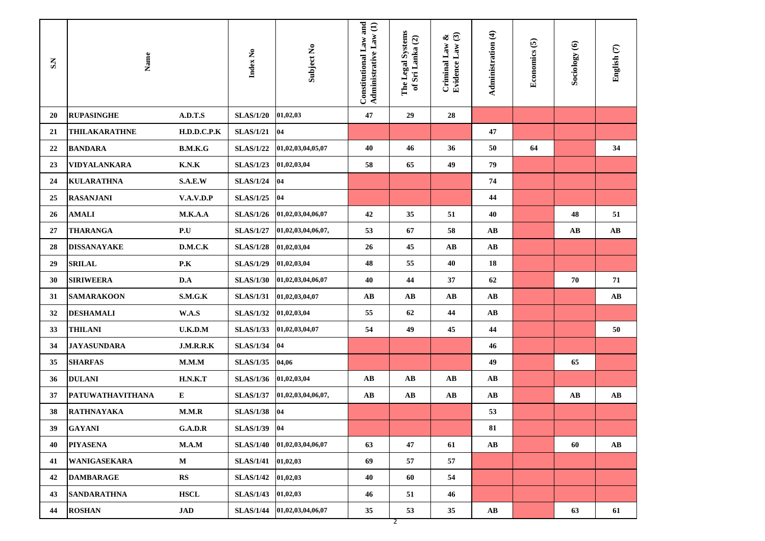| S.N | Name | | Index No | Subject No | Constitutional Law and Administrative Law (1) | The Legal Systems of Sri Lanka (2) | Criminal Law & Evidence Law (3) | Administration (4) | Economics (5) | Sociology (6) | English (7) |
|---|---|---|---|---|---|---|---|---|---|---|---|
| 20 | RUPASINGHE | A.D.T.S | SLAS/1/20 | 01,02,03 | 47 | 29 | 28 | | | | |
| 21 | THILAKARATHNE | H.D.D.C.P.K | SLAS/1/21 | 04 | | | | 47 | | | |
| 22 | BANDARA | B.M.K.G | SLAS/1/22 | 01,02,03,04,05,07 | 40 | 46 | 36 | 50 | 64 | | 34 |
| 23 | VIDYALANKARA | K.N.K | SLAS/1/23 | 01,02,03,04 | 58 | 65 | 49 | 79 | | | |
| 24 | KULARATHNA | S.A.E.W | SLAS/1/24 | 04 | | | | 74 | | | |
| 25 | RASANJANI | V.A.V.D.P | SLAS/1/25 | 04 | | | | 44 | | | |
| 26 | AMALI | M.K.A.A | SLAS/1/26 | 01,02,03,04,06,07 | 42 | 35 | 51 | 40 | | 48 | 51 |
| 27 | THARANGA | P.U | SLAS/1/27 | 01,02,03,04,06,07, | 53 | 67 | 58 | AB | | AB | AB |
| 28 | DISSANAYAKE | D.M.C.K | SLAS/1/28 | 01,02,03,04 | 26 | 45 | AB | AB | | | |
| 29 | SRILAL | P.K | SLAS/1/29 | 01,02,03,04 | 48 | 55 | 40 | 18 | | | |
| 30 | SIRIWEERA | D.A | SLAS/1/30 | 01,02,03,04,06,07 | 40 | 44 | 37 | 62 | | 70 | 71 |
| 31 | SAMARAKOON | S.M.G.K | SLAS/1/31 | 01,02,03,04,07 | AB | AB | AB | AB | | | AB |
| 32 | DESHAMALI | W.A.S | SLAS/1/32 | 01,02,03,04 | 55 | 62 | 44 | AB | | | |
| 33 | THILANI | U.K.D.M | SLAS/1/33 | 01,02,03,04,07 | 54 | 49 | 45 | 44 | | | 50 |
| 34 | JAYASUNDARA | J.M.R.R.K | SLAS/1/34 | 04 | | | | 46 | | | |
| 35 | SHARFAS | M.M.M | SLAS/1/35 | 04,06 | | | | 49 | | 65 | |
| 36 | DULANI | H.N.K.T | SLAS/1/36 | 01,02,03,04 | AB | AB | AB | AB | | | |
| 37 | PATUWATHAVITHANA | E | SLAS/1/37 | 01,02,03,04,06,07, | AB | AB | AB | AB | | AB | AB |
| 38 | RATHNAYAKA | M.M.R | SLAS/1/38 | 04 | | | | 53 | | | |
| 39 | GAYANI | G.A.D.R | SLAS/1/39 | 04 | | | | 81 | | | |
| 40 | PIYASENA | M.A.M | SLAS/1/40 | 01,02,03,04,06,07 | 63 | 47 | 61 | AB | | 60 | AB |
| 41 | WANIGASEKARA | M | SLAS/1/41 | 01,02,03 | 69 | 57 | 57 | | | | |
| 42 | DAMBARAGE | RS | SLAS/1/42 | 01,02,03 | 40 | 60 | 54 | | | | |
| 43 | SANDARATHNA | HSCL | SLAS/1/43 | 01,02,03 | 46 | 51 | 46 | | | | |
| 44 | ROSHAN | JAD | SLAS/1/44 | 01,02,03,04,06,07 | 35 | 53 | 35 | AB | | 63 | 61 |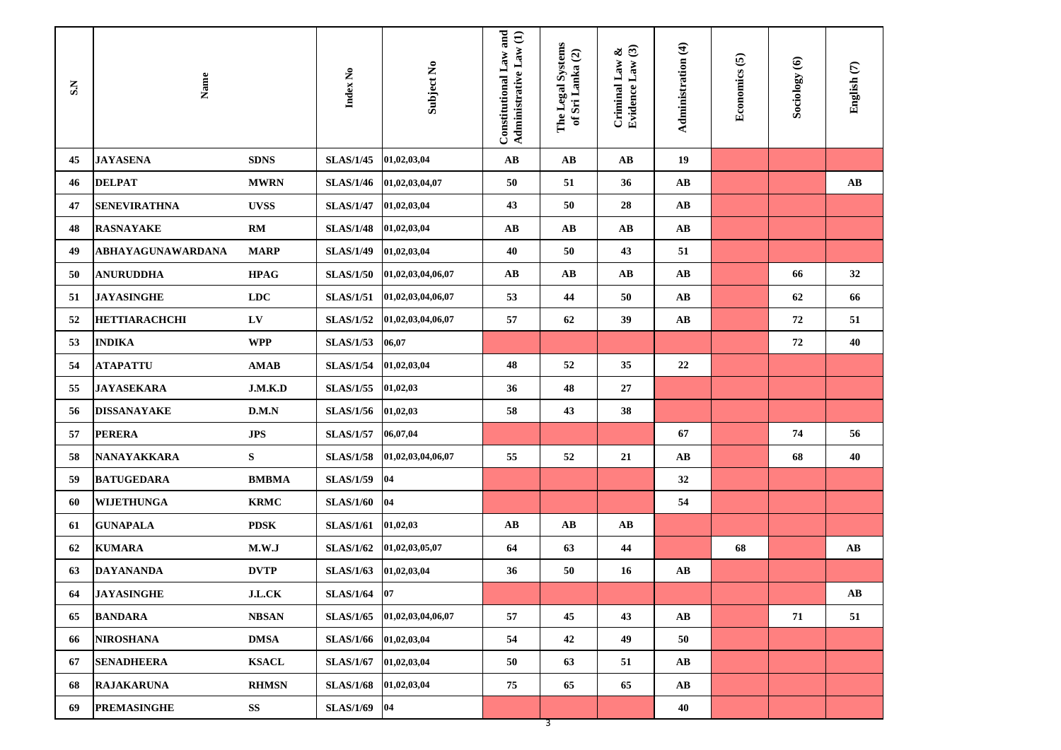| S.N | Name | | Index No | Subject No | Constitutional Law and Administrative Law (1) | The Legal Systems of Sri Lanka (2) | Criminal Law & Evidence Law (3) | Administration (4) | Economics (5) | Sociology (6) | English (7) |
|---|---|---|---|---|---|---|---|---|---|---|---|
| 45 | JAYASENA | SDNS | SLAS/1/45 | 01,02,03,04 | AB | AB | AB | 19 | | | |
| 46 | DELPAT | MWRN | SLAS/1/46 | 01,02,03,04,07 | 50 | 51 | 36 | AB | | | AB |
| 47 | SENEVIRATHNA | UVSS | SLAS/1/47 | 01,02,03,04 | 43 | 50 | 28 | AB | | | |
| 48 | RASNAYAKE | RM | SLAS/1/48 | 01,02,03,04 | AB | AB | AB | AB | | | |
| 49 | ABHAYAGUNAWARDANA | MARP | SLAS/1/49 | 01,02,03,04 | 40 | 50 | 43 | 51 | | | |
| 50 | ANURUDDHA | HPAG | SLAS/1/50 | 01,02,03,04,06,07 | AB | AB | AB | AB | | 66 | 32 |
| 51 | JAYASINGHE | LDC | SLAS/1/51 | 01,02,03,04,06,07 | 53 | 44 | 50 | AB | | 62 | 66 |
| 52 | HETTIARACHCHI | LV | SLAS/1/52 | 01,02,03,04,06,07 | 57 | 62 | 39 | AB | | 72 | 51 |
| 53 | INDIKA | WPP | SLAS/1/53 | 06,07 | | | | | | 72 | 40 |
| 54 | ATAPATTU | AMAB | SLAS/1/54 | 01,02,03,04 | 48 | 52 | 35 | 22 | | | |
| 55 | JAYASEKARA | J.M.K.D | SLAS/1/55 | 01,02,03 | 36 | 48 | 27 | | | | |
| 56 | DISSANAYAKE | D.M.N | SLAS/1/56 | 01,02,03 | 58 | 43 | 38 | | | | |
| 57 | PERERA | JPS | SLAS/1/57 | 06,07,04 | | | | 67 | | 74 | 56 |
| 58 | NANAYAKKARA | S | SLAS/1/58 | 01,02,03,04,06,07 | 55 | 52 | 21 | AB | | 68 | 40 |
| 59 | BATUGEDARA | BMBMA | SLAS/1/59 | 04 | | | | 32 | | | |
| 60 | WIJETHUNGA | KRMC | SLAS/1/60 | 04 | | | | 54 | | | |
| 61 | GUNAPALA | PDSK | SLAS/1/61 | 01,02,03 | AB | AB | AB | | | | |
| 62 | KUMARA | M.W.J | SLAS/1/62 | 01,02,03,05,07 | 64 | 63 | 44 | | 68 | | AB |
| 63 | DAYANANDA | DVTP | SLAS/1/63 | 01,02,03,04 | 36 | 50 | 16 | AB | | | |
| 64 | JAYASINGHE | J.L.CK | SLAS/1/64 | 07 | | | | | | | AB |
| 65 | BANDARA | NBSAN | SLAS/1/65 | 01,02,03,04,06,07 | 57 | 45 | 43 | AB | | 71 | 51 |
| 66 | NIROSHANA | DMSA | SLAS/1/66 | 01,02,03,04 | 54 | 42 | 49 | 50 | | | |
| 67 | SENADHEERA | KSACL | SLAS/1/67 | 01,02,03,04 | 50 | 63 | 51 | AB | | | |
| 68 | RAJAKARUNA | RHMSN | SLAS/1/68 | 01,02,03,04 | 75 | 65 | 65 | AB | | | |
| 69 | PREMASINGHE | SS | SLAS/1/69 | 04 | | | | 40 | | | |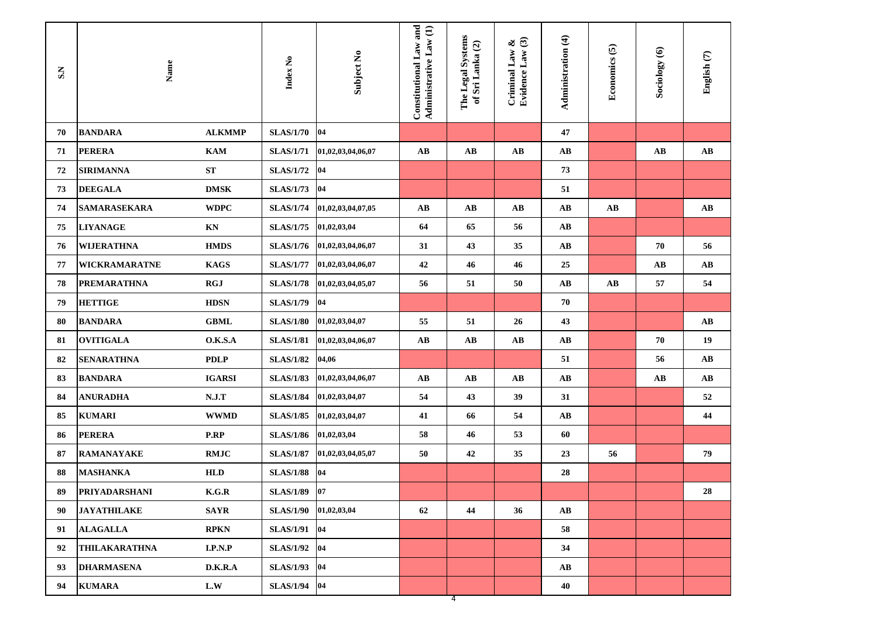| S.N | Name | | Index No | Subject No | Constitutional Law and Administrative Law (1) | The Legal Systems of Sri Lanka (2) | Criminal Law & Evidence Law (3) | Administration (4) | Economics (5) | Sociology (6) | English (7) |
|---|---|---|---|---|---|---|---|---|---|---|---|
| 70 | BANDARA | ALKMMP | SLAS/1/70 | 04 | | | | 47 | | | |
| 71 | PERERA | KAM | SLAS/1/71 | 01,02,03,04,06,07 | AB | AB | AB | AB | | AB | AB |
| 72 | SIRIMANNA | ST | SLAS/1/72 | 04 | | | | 73 | | | |
| 73 | DEEGALA | DMSK | SLAS/1/73 | 04 | | | | 51 | | | |
| 74 | SAMARASEKARA | WDPC | SLAS/1/74 | 01,02,03,04,07,05 | AB | AB | AB | AB | AB | | AB |
| 75 | LIYANAGE | KN | SLAS/1/75 | 01,02,03,04 | 64 | 65 | 56 | AB | | | |
| 76 | WIJERATHNA | HMDS | SLAS/1/76 | 01,02,03,04,06,07 | 31 | 43 | 35 | AB | | 70 | 56 |
| 77 | WICKRAMARATNE | KAGS | SLAS/1/77 | 01,02,03,04,06,07 | 42 | 46 | 46 | 25 | | AB | AB |
| 78 | PREMARATHNA | RGJ | SLAS/1/78 | 01,02,03,04,05,07 | 56 | 51 | 50 | AB | AB | 57 | 54 |
| 79 | HETTIGE | HDSN | SLAS/1/79 | 04 | | | | 70 | | | |
| 80 | BANDARA | GBML | SLAS/1/80 | 01,02,03,04,07 | 55 | 51 | 26 | 43 | | | AB |
| 81 | OVITIGALA | O.K.S.A | SLAS/1/81 | 01,02,03,04,06,07 | AB | AB | AB | AB | | 70 | 19 |
| 82 | SENARATHNA | PDLP | SLAS/1/82 | 04,06 | | | | 51 | | 56 | AB |
| 83 | BANDARA | IGARSI | SLAS/1/83 | 01,02,03,04,06,07 | AB | AB | AB | AB | | AB | AB |
| 84 | ANURADHA | N.J.T | SLAS/1/84 | 01,02,03,04,07 | 54 | 43 | 39 | 31 | | | 52 |
| 85 | KUMARI | WWMD | SLAS/1/85 | 01,02,03,04,07 | 41 | 66 | 54 | AB | | | 44 |
| 86 | PERERA | P.RP | SLAS/1/86 | 01,02,03,04 | 58 | 46 | 53 | 60 | | | |
| 87 | RAMANAYAKE | RMJC | SLAS/1/87 | 01,02,03,04,05,07 | 50 | 42 | 35 | 23 | 56 | | 79 |
| 88 | MASHANKA | HLD | SLAS/1/88 | 04 | | | | 28 | | | |
| 89 | PRIYADARSHANI | K.G.R | SLAS/1/89 | 07 | | | | | | | 28 |
| 90 | JAYATHILAKE | SAYR | SLAS/1/90 | 01,02,03,04 | 62 | 44 | 36 | AB | | | |
| 91 | ALAGALLA | RPKN | SLAS/1/91 | 04 | | | | 58 | | | |
| 92 | THILAKARATHNA | I.P.N.P | SLAS/1/92 | 04 | | | | 34 | | | |
| 93 | DHARMASENA | D.K.R.A | SLAS/1/93 | 04 | | | | AB | | | |
| 94 | KUMARA | L.W | SLAS/1/94 | 04 | | | | 40 | | | |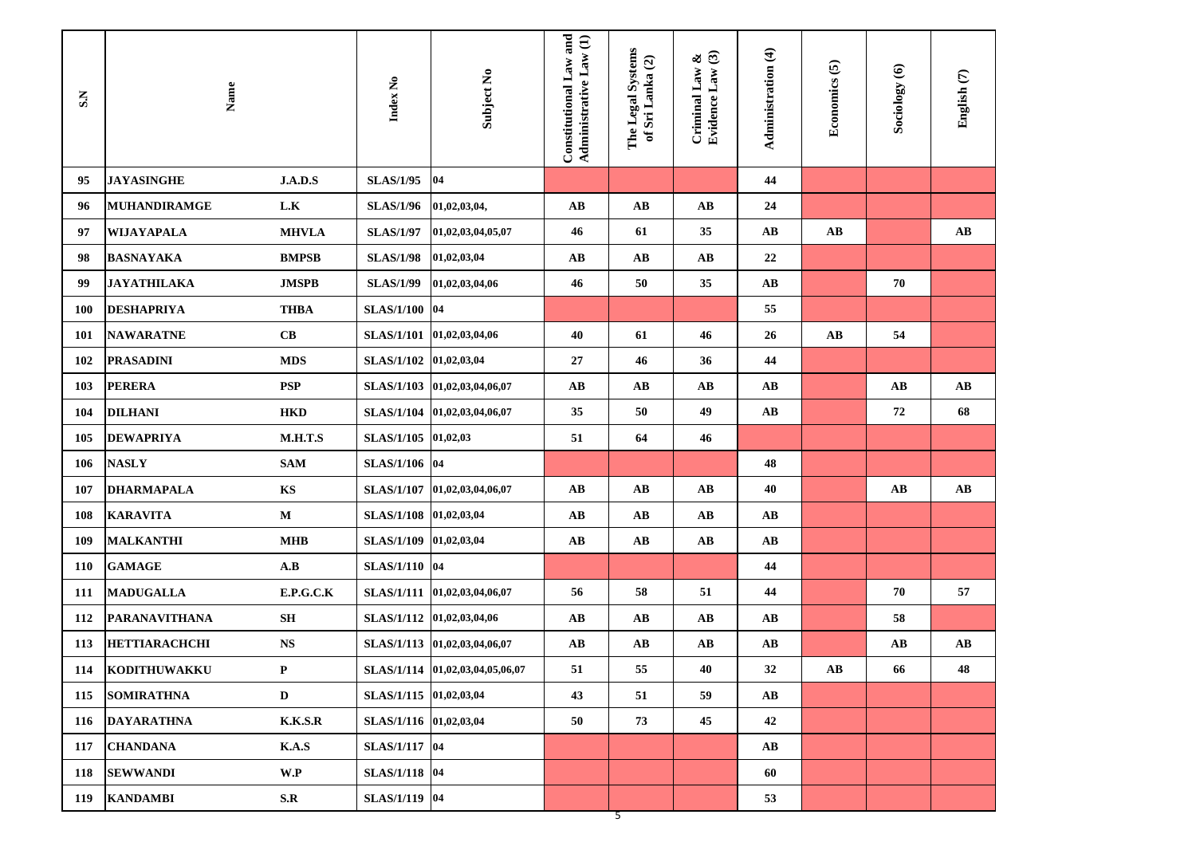| S.N | Name | | Index No | Subject No | Constitutional Law and Administrative Law (1) | The Legal Systems of Sri Lanka (2) | Criminal Law & Evidence Law (3) | Administration (4) | Economics (5) | Sociology (6) | English (7) |
|---|---|---|---|---|---|---|---|---|---|---|---|
| 95 | JAYASINGHE | J.A.D.S | SLAS/1/95 | 04 | | | | 44 | | | |
| 96 | MUHANDIRAMGE | L.K | SLAS/1/96 | 01,02,03,04, | AB | AB | AB | 24 | | | |
| 97 | WIJAYAPALA | MHVLA | SLAS/1/97 | 01,02,03,04,05,07 | 46 | 61 | 35 | AB | AB | | AB |
| 98 | BASNAYAKA | BMPSB | SLAS/1/98 | 01,02,03,04 | AB | AB | AB | 22 | | | |
| 99 | JAYATHILAKA | JMSPB | SLAS/1/99 | 01,02,03,04,06 | 46 | 50 | 35 | AB | | 70 | |
| 100 | DESHAPRIYA | THBA | SLAS/1/100 | 04 | | | | 55 | | | |
| 101 | NAWARATNE | CB | SLAS/1/101 | 01,02,03,04,06 | 40 | 61 | 46 | 26 | AB | 54 | |
| 102 | PRASADINI | MDS | SLAS/1/102 | 01,02,03,04 | 27 | 46 | 36 | 44 | | | |
| 103 | PERERA | PSP | SLAS/1/103 | 01,02,03,04,06,07 | AB | AB | AB | AB | | AB | AB |
| 104 | DILHANI | HKD | SLAS/1/104 | 01,02,03,04,06,07 | 35 | 50 | 49 | AB | | 72 | 68 |
| 105 | DEWAPRIYA | M.H.T.S | SLAS/1/105 | 01,02,03 | 51 | 64 | 46 | | | | |
| 106 | NASLY | SAM | SLAS/1/106 | 04 | | | | 48 | | | |
| 107 | DHARMAPALA | KS | SLAS/1/107 | 01,02,03,04,06,07 | AB | AB | AB | 40 | | AB | AB |
| 108 | KARAVITA | M | SLAS/1/108 | 01,02,03,04 | AB | AB | AB | AB | | | |
| 109 | MALKANTHI | MHB | SLAS/1/109 | 01,02,03,04 | AB | AB | AB | AB | | | |
| 110 | GAMAGE | A.B | SLAS/1/110 | 04 | | | | 44 | | | |
| 111 | MADUGALLA | E.P.G.C.K | SLAS/1/111 | 01,02,03,04,06,07 | 56 | 58 | 51 | 44 | | 70 | 57 |
| 112 | PARANAVITHANA | SH | SLAS/1/112 | 01,02,03,04,06 | AB | AB | AB | AB | | 58 | |
| 113 | HETTIARACHCHI | NS | SLAS/1/113 | 01,02,03,04,06,07 | AB | AB | AB | AB | | AB | AB |
| 114 | KODITHUWAKKU | P | SLAS/1/114 | 01,02,03,04,05,06,07 | 51 | 55 | 40 | 32 | AB | 66 | 48 |
| 115 | SOMIRATHNA | D | SLAS/1/115 | 01,02,03,04 | 43 | 51 | 59 | AB | | | |
| 116 | DAYARATHNA | K.K.S.R | SLAS/1/116 | 01,02,03,04 | 50 | 73 | 45 | 42 | | | |
| 117 | CHANDANA | K.A.S | SLAS/1/117 | 04 | | | | AB | | | |
| 118 | SEWWANDI | W.P | SLAS/1/118 | 04 | | | | 60 | | | |
| 119 | KANDAMBI | S.R | SLAS/1/119 | 04 | | | | 53 | | | |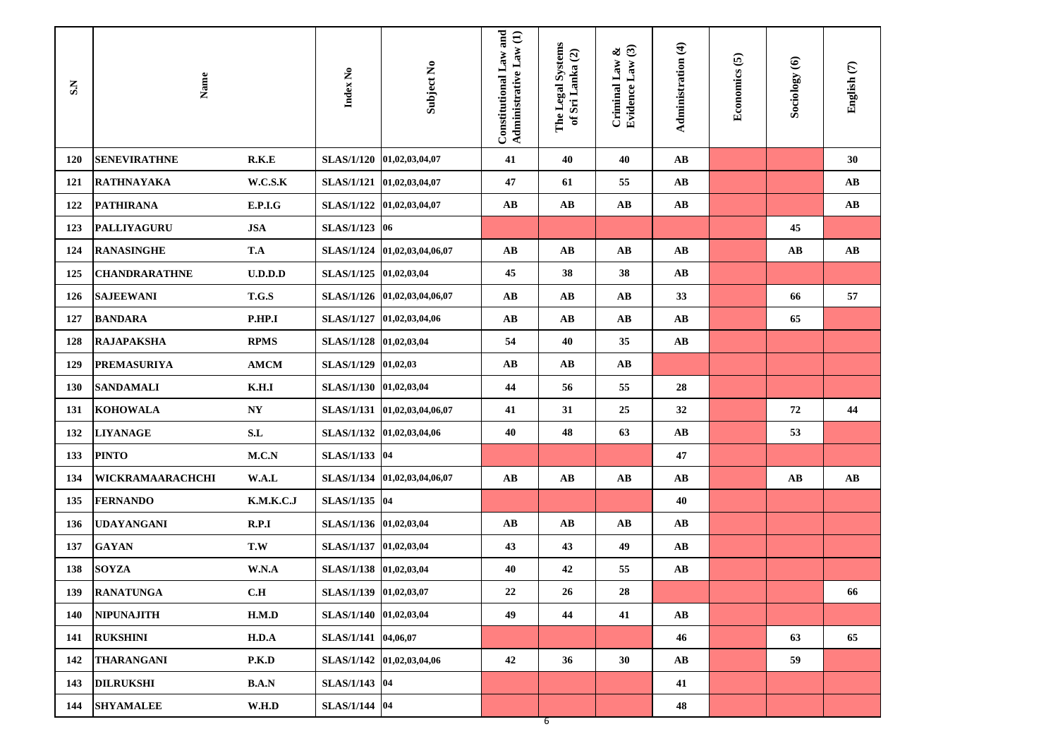| S.N | Name | | Index No | Subject No | Constitutional Law and Administrative Law (1) | The Legal Systems of Sri Lanka (2) | Criminal Law & Evidence Law (3) | Administration (4) | Economics (5) | Sociology (6) | English (7) |
|---|---|---|---|---|---|---|---|---|---|---|---|
| 120 | SENEVIRATHNE | R.K.E | SLAS/1/120 | 01,02,03,04,07 | 41 | 40 | 40 | AB | | | 30 |
| 121 | RATHNAYAKA | W.C.S.K | SLAS/1/121 | 01,02,03,04,07 | 47 | 61 | 55 | AB | | | AB |
| 122 | PATHIRANA | E.P.I.G | SLAS/1/122 | 01,02,03,04,07 | AB | AB | AB | AB | | | AB |
| 123 | PALLIYAGURU | JSA | SLAS/1/123 | 06 | | | | | | 45 | |
| 124 | RANASINGHE | T.A | SLAS/1/124 | 01,02,03,04,06,07 | AB | AB | AB | AB | | AB | AB |
| 125 | CHANDRARATHNE | U.D.D.D | SLAS/1/125 | 01,02,03,04 | 45 | 38 | 38 | AB | | | |
| 126 | SAJEEWANI | T.G.S | SLAS/1/126 | 01,02,03,04,06,07 | AB | AB | AB | 33 | | 66 | 57 |
| 127 | BANDARA | P.HP.I | SLAS/1/127 | 01,02,03,04,06 | AB | AB | AB | AB | | 65 | |
| 128 | RAJAPAKSHA | RPMS | SLAS/1/128 | 01,02,03,04 | 54 | 40 | 35 | AB | | | |
| 129 | PREMASURIYA | AMCM | SLAS/1/129 | 01,02,03 | AB | AB | AB | | | | |
| 130 | SANDAMALI | K.H.I | SLAS/1/130 | 01,02,03,04 | 44 | 56 | 55 | 28 | | | |
| 131 | KOHOWALA | NY | SLAS/1/131 | 01,02,03,04,06,07 | 41 | 31 | 25 | 32 | | 72 | 44 |
| 132 | LIYANAGE | S.L | SLAS/1/132 | 01,02,03,04,06 | 40 | 48 | 63 | AB | | 53 | |
| 133 | PINTO | M.C.N | SLAS/1/133 | 04 | | | | 47 | | | |
| 134 | WICKRAMAARACHCHI | W.A.L | SLAS/1/134 | 01,02,03,04,06,07 | AB | AB | AB | AB | | AB | AB |
| 135 | FERNANDO | K.M.K.C.J | SLAS/1/135 | 04 | | | | 40 | | | |
| 136 | UDAYANGANI | R.P.I | SLAS/1/136 | 01,02,03,04 | AB | AB | AB | AB | | | |
| 137 | GAYAN | T.W | SLAS/1/137 | 01,02,03,04 | 43 | 43 | 49 | AB | | | |
| 138 | SOYZA | W.N.A | SLAS/1/138 | 01,02,03,04 | 40 | 42 | 55 | AB | | | |
| 139 | RANATUNGA | C.H | SLAS/1/139 | 01,02,03,07 | 22 | 26 | 28 | | | | 66 |
| 140 | NIPUNAJITH | H.M.D | SLAS/1/140 | 01,02,03,04 | 49 | 44 | 41 | AB | | | |
| 141 | RUKSHINI | H.D.A | SLAS/1/141 | 04,06,07 | | | | 46 | | 63 | 65 |
| 142 | THARANGANI | P.K.D | SLAS/1/142 | 01,02,03,04,06 | 42 | 36 | 30 | AB | | 59 | |
| 143 | DILRUKSHI | B.A.N | SLAS/1/143 | 04 | | | | 41 | | | |
| 144 | SHYAMALEE | W.H.D | SLAS/1/144 | 04 | | | | 48 | | | |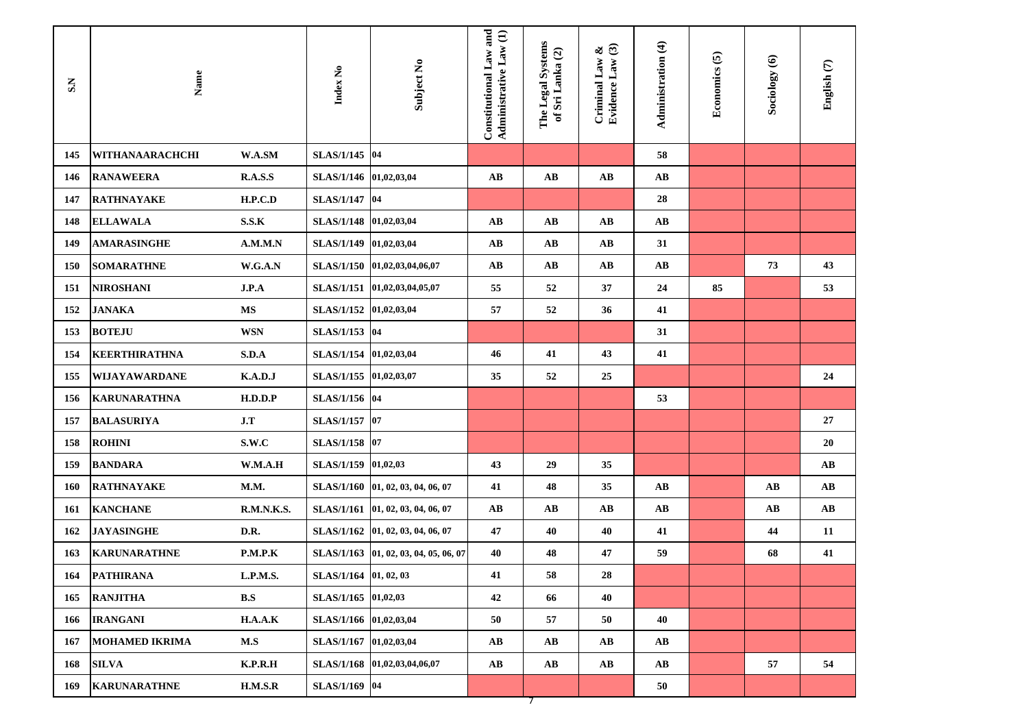| S.N | Name | | Index No | Subject No | Constitutional Law and Administrative Law (1) | The Legal Systems of Sri Lanka (2) | Criminal Law & Evidence Law (3) | Administration (4) | Economics (5) | Sociology (6) | English (7) |
|---|---|---|---|---|---|---|---|---|---|---|---|
| 145 | WITHANAARACHCHI | W.A.SM | SLAS/1/145 | 04 | | | | 58 | | | |
| 146 | RANAWEERA | R.A.S.S | SLAS/1/146 | 01,02,03,04 | AB | AB | AB | AB | | | |
| 147 | RATHNAYAKE | H.P.C.D | SLAS/1/147 | 04 | | | | 28 | | | |
| 148 | ELLAWALA | S.S.K | SLAS/1/148 | 01,02,03,04 | AB | AB | AB | AB | | | |
| 149 | AMARASINGHE | A.M.M.N | SLAS/1/149 | 01,02,03,04 | AB | AB | AB | 31 | | | |
| 150 | SOMARATHNE | W.G.A.N | SLAS/1/150 | 01,02,03,04,06,07 | AB | AB | AB | AB | | 73 | 43 |
| 151 | NIROSHANI | J.P.A | SLAS/1/151 | 01,02,03,04,05,07 | 55 | 52 | 37 | 24 | 85 | | 53 |
| 152 | JANAKA | MS | SLAS/1/152 | 01,02,03,04 | 57 | 52 | 36 | 41 | | | |
| 153 | BOTEJU | WSN | SLAS/1/153 | 04 | | | | 31 | | | |
| 154 | KEERTHIRATHNA | S.D.A | SLAS/1/154 | 01,02,03,04 | 46 | 41 | 43 | 41 | | | |
| 155 | WIJAYAWARDANE | K.A.D.J | SLAS/1/155 | 01,02,03,07 | 35 | 52 | 25 | | | | 24 |
| 156 | KARUNARATHNA | H.D.D.P | SLAS/1/156 | 04 | | | | 53 | | | |
| 157 | BALASURIYA | J.T | SLAS/1/157 | 07 | | | | | | | 27 |
| 158 | ROHINI | S.W.C | SLAS/1/158 | 07 | | | | | | | 20 |
| 159 | BANDARA | W.M.A.H | SLAS/1/159 | 01,02,03 | 43 | 29 | 35 | | | | AB |
| 160 | RATHNAYAKE | M.M. | SLAS/1/160 | 01, 02, 03, 04, 06, 07 | 41 | 48 | 35 | AB | | AB | AB |
| 161 | KANCHANE | R.M.N.K.S. | SLAS/1/161 | 01, 02, 03, 04, 06, 07 | AB | AB | AB | AB | | AB | AB |
| 162 | JAYASINGHE | D.R. | SLAS/1/162 | 01, 02, 03, 04, 06, 07 | 47 | 40 | 40 | 41 | | 44 | 11 |
| 163 | KARUNARATHNE | P.M.P.K | SLAS/1/163 | 01, 02, 03, 04, 05, 06, 07 | 40 | 48 | 47 | 59 | | 68 | 41 |
| 164 | PATHIRANA | L.P.M.S. | SLAS/1/164 | 01, 02, 03 | 41 | 58 | 28 | | | | |
| 165 | RANJITHA | B.S | SLAS/1/165 | 01,02,03 | 42 | 66 | 40 | | | | |
| 166 | IRANGANI | H.A.A.K | SLAS/1/166 | 01,02,03,04 | 50 | 57 | 50 | 40 | | | |
| 167 | MOHAMED IKRIMA | M.S | SLAS/1/167 | 01,02,03,04 | AB | AB | AB | AB | | | |
| 168 | SILVA | K.P.R.H | SLAS/1/168 | 01,02,03,04,06,07 | AB | AB | AB | AB | | 57 | 54 |
| 169 | KARUNARATHNE | H.M.S.R | SLAS/1/169 | 04 | | | | 50 | | | |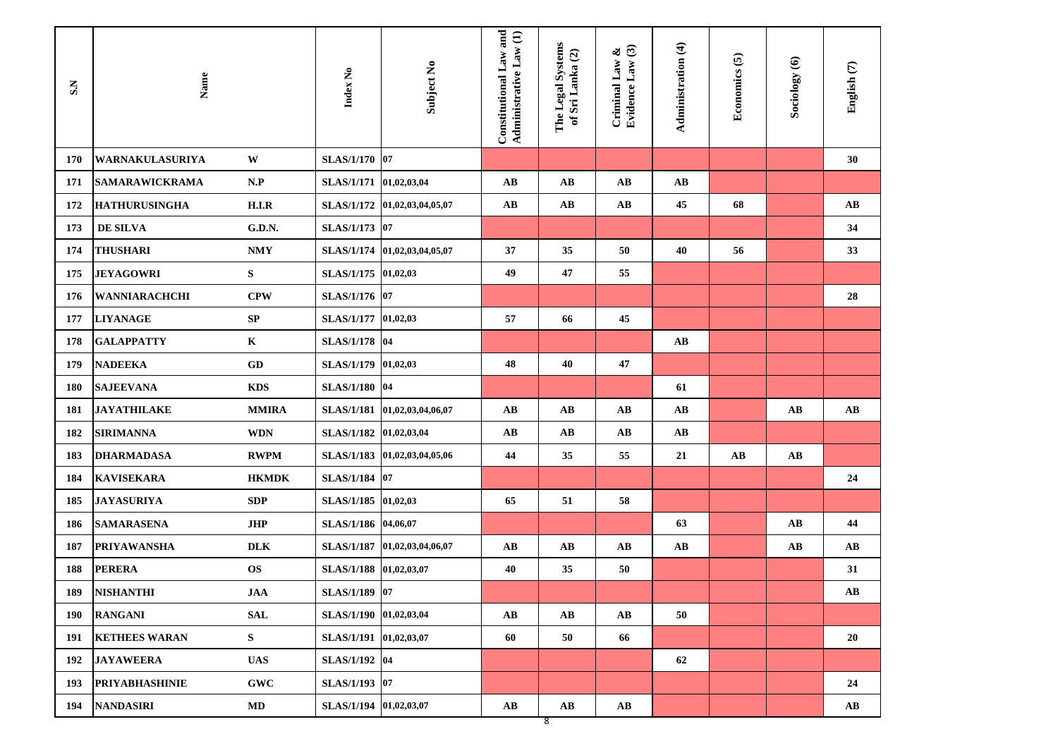| S.N | Name | | Index No | Subject No | Constitutional Law and Administrative Law (1) | The Legal Systems of Sri Lanka (2) | Criminal Law & Evidence Law (3) | Administration (4) | Economics (5) | Sociology (6) | English (7) |
|---|---|---|---|---|---|---|---|---|---|---|---|
| 170 | WARNAKULASURIYA | W | SLAS/1/170 | 07 | | | | | | | 30 |
| 171 | SAMARAWICKRAMA | N.P | SLAS/1/171 | 01,02,03,04 | AB | AB | AB | AB | | | |
| 172 | HATHURUSINGHA | H.I.R | SLAS/1/172 | 01,02,03,04,05,07 | AB | AB | AB | 45 | 68 | | AB |
| 173 | DE SILVA | G.D.N. | SLAS/1/173 | 07 | | | | | | | 34 |
| 174 | THUSHARI | NMY | SLAS/1/174 | 01,02,03,04,05,07 | 37 | 35 | 50 | 40 | 56 | | 33 |
| 175 | JEYAGOWRI | S | SLAS/1/175 | 01,02,03 | 49 | 47 | 55 | | | | |
| 176 | WANNIARACHCHI | CPW | SLAS/1/176 | 07 | | | | | | | 28 |
| 177 | LIYANAGE | SP | SLAS/1/177 | 01,02,03 | 57 | 66 | 45 | | | | |
| 178 | GALAPPATTY | K | SLAS/1/178 | 04 | | | | AB | | | |
| 179 | NADEEKA | GD | SLAS/1/179 | 01,02,03 | 48 | 40 | 47 | | | | |
| 180 | SAJEEVANA | KDS | SLAS/1/180 | 04 | | | | 61 | | | |
| 181 | JAYATHILAKE | MMIRA | SLAS/1/181 | 01,02,03,04,06,07 | AB | AB | AB | AB | | AB | AB |
| 182 | SIRIMANNA | WDN | SLAS/1/182 | 01,02,03,04 | AB | AB | AB | AB | | | |
| 183 | DHARMADASA | RWPM | SLAS/1/183 | 01,02,03,04,05,06 | 44 | 35 | 55 | 21 | AB | AB | |
| 184 | KAVISEKARA | HKMDK | SLAS/1/184 | 07 | | | | | | | 24 |
| 185 | JAYASURIYA | SDP | SLAS/1/185 | 01,02,03 | 65 | 51 | 58 | | | | |
| 186 | SAMARASENA | JHP | SLAS/1/186 | 04,06,07 | | | | 63 | | AB | 44 |
| 187 | PRIYAWANSHA | DLK | SLAS/1/187 | 01,02,03,04,06,07 | AB | AB | AB | AB | | AB | AB |
| 188 | PERERA | OS | SLAS/1/188 | 01,02,03,07 | 40 | 35 | 50 | | | | 31 |
| 189 | NISHANTHI | JAA | SLAS/1/189 | 07 | | | | | | | AB |
| 190 | RANGANI | SAL | SLAS/1/190 | 01,02,03,04 | AB | AB | AB | 50 | | | |
| 191 | KETHEES WARAN | S | SLAS/1/191 | 01,02,03,07 | 60 | 50 | 66 | | | | 20 |
| 192 | JAYAWEERA | UAS | SLAS/1/192 | 04 | | | | 62 | | | |
| 193 | PRIYABHASHINIE | GWC | SLAS/1/193 | 07 | | | | | | | 24 |
| 194 | NANDASIRI | MD | SLAS/1/194 | 01,02,03,07 | AB | AB | AB | | | | AB |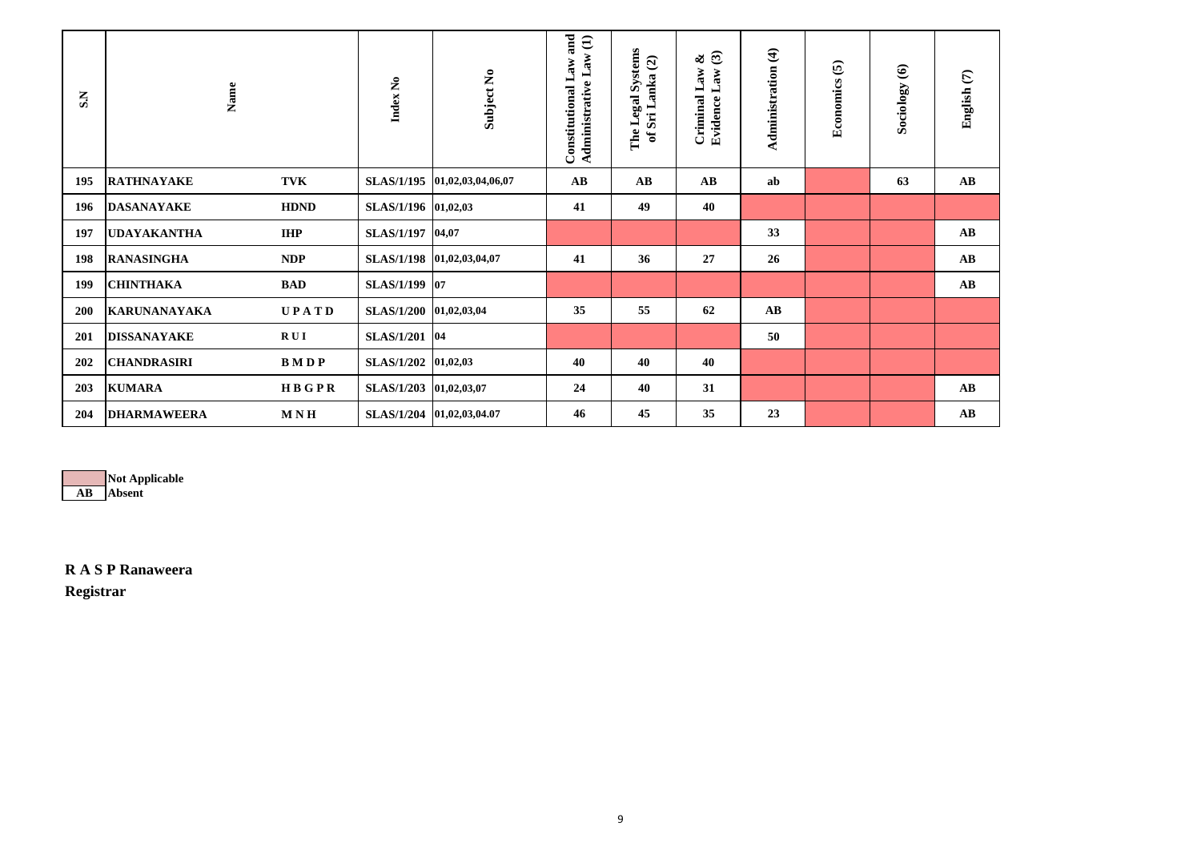| S.N | Name | | Index No | Subject No | Constitutional Law and Administrative Law (1) | The Legal Systems of Sri Lanka (2) | Criminal Law & Evidence Law (3) | Administration (4) | Economics (5) | Sociology (6) | English (7) |
|---|---|---|---|---|---|---|---|---|---|---|---|
| 195 | RATHNAYAKE | TVK | SLAS/1/195 | 01,02,03,04,06,07 | AB | AB | AB | ab | | 63 | AB |
| 196 | DASANAYAKE | HDND | SLAS/1/196 | 01,02,03 | 41 | 49 | 40 | | | | |
| 197 | UDAYAKANTHA | IHP | SLAS/1/197 | 04,07 | | | | 33 | | | AB |
| 198 | RANASINGHA | NDP | SLAS/1/198 | 01,02,03,04,07 | 41 | 36 | 27 | 26 | | | AB |
| 199 | CHINTHAKA | BAD | SLAS/1/199 | 07 | | | | | | | AB |
| 200 | KARUNANAYAKA | U P A T D | SLAS/1/200 | 01,02,03,04 | 35 | 55 | 62 | AB | | | |
| 201 | DISSANAYAKE | R U I | SLAS/1/201 | 04 | | | | 50 | | | |
| 202 | CHANDRASIRI | B M D P | SLAS/1/202 | 01,02,03 | 40 | 40 | 40 | | | | |
| 203 | KUMARA | H B G P R | SLAS/1/203 | 01,02,03,07 | 24 | 40 | 31 | | | | AB |
| 204 | DHARMAWEERA | M N H | SLAS/1/204 | 01,02,03,04.07 | 46 | 45 | 35 | 23 | | | AB |

| | |
|---|---|
| | Not Applicable |
| AB | Absent |

**R A S P Ranaweera**

**Registrar**